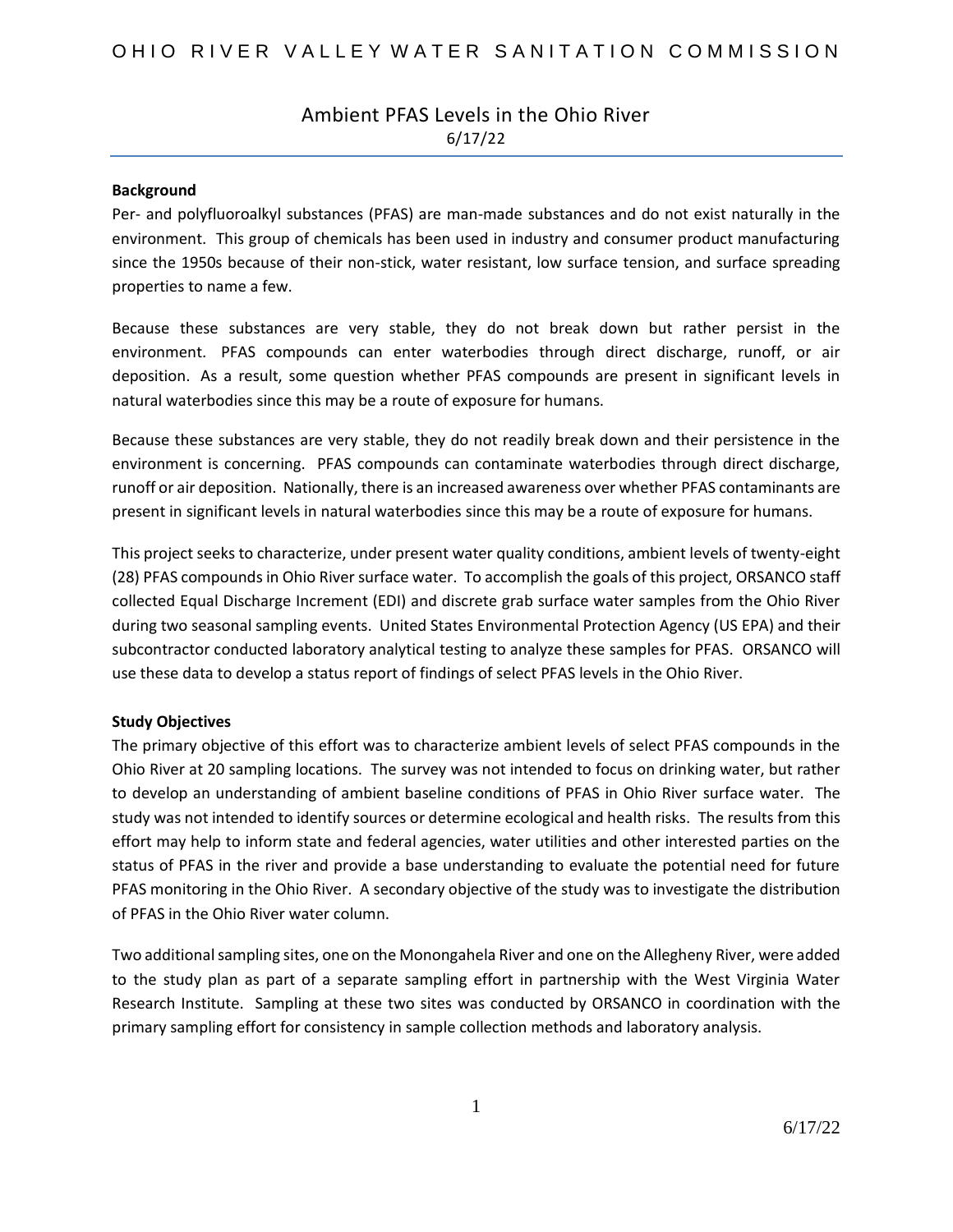# Ambient PFAS Levels in the Ohio River

6/17/22

**Background**

Per- and polyfluoroalkyl substances (PFAS) are man-made substances and do not exist naturally in the environment. This group of chemicals has been used in industry and consumer product manufacturing since the 1950s because of their non-stick, water resistant, low surface tension, and surface spreading properties to name a few.

Because these substances are very stable, they do not break down but rather persist in the environment. PFAS compounds can enter waterbodies through direct discharge, runoff, or air deposition. As a result, some question whether PFAS compounds are present in significant levels in natural waterbodies since this may be a route of exposure for humans.

Because these substances are very stable, they do not readily break down and their persistence in the environment is concerning. PFAS compounds can contaminate waterbodies through direct discharge, runoff or air deposition. Nationally, there is an increased awareness over whether PFAS contaminants are present in significant levels in natural waterbodies since this may be a route of exposure for humans.

This project seeks to characterize, under present water quality conditions, ambient levels of twenty-eight (28) PFAS compounds in Ohio River surface water. To accomplish the goals of this project, ORSANCO staff collected Equal Discharge Increment (EDI) and discrete grab surface water samples from the Ohio River during two seasonal sampling events. United States Environmental Protection Agency (US EPA) and their subcontractor conducted laboratory analytical testing to analyze these samples for PFAS. ORSANCO will use these data to develop a status report of findings of select PFAS levels in the Ohio River.

**Study Objectives**

The primary objective of this effort was to characterize ambient levels of select PFAS compounds in the Ohio River at 20 sampling locations. The survey was not intended to focus on drinking water, but rather to develop an understanding of ambient baseline conditions of PFAS in Ohio River surface water. The study was not intended to identify sources or determine ecological and health risks. The results from this effort may help to inform state and federal agencies, water utilities and other interested parties on the status of PFAS in the river and provide a base understanding to evaluate the potential need for future PFAS monitoring in the Ohio River. A secondary objective of the study was to investigate the distribution of PFAS in the Ohio River water column.

Two additional sampling sites, one on the Monongahela River and one on the Allegheny River, were added to the study plan as part of a separate sampling effort in partnership with the West Virginia Water Research Institute. Sampling at these two sites was conducted by ORSANCO in coordination with the primary sampling effort for consistency in sample collection methods and laboratory analysis.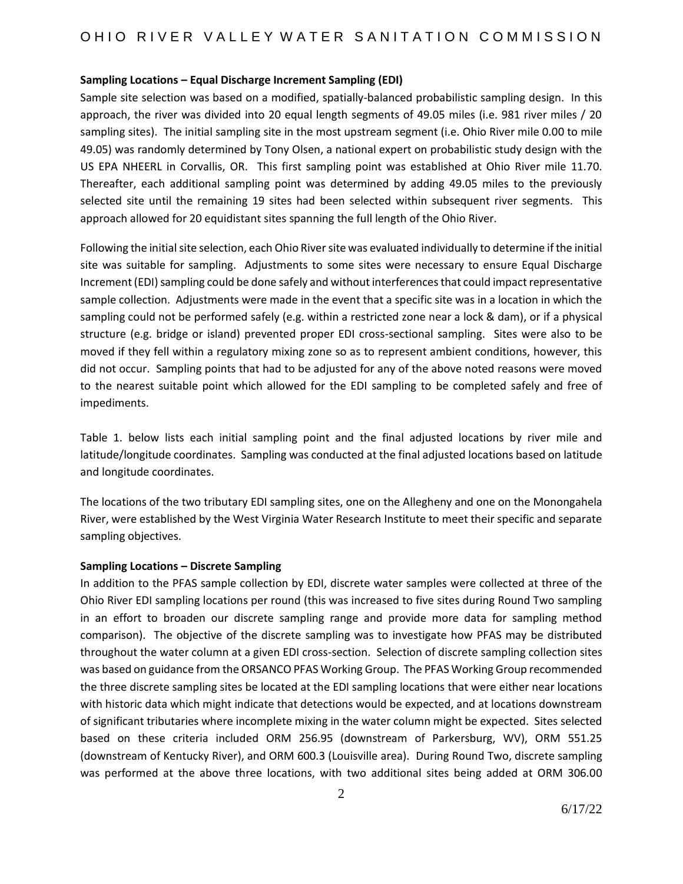**Sampling Locations – Equal Discharge Increment Sampling (EDI)**

Sample site selection was based on a modified, spatially-balanced probabilistic sampling design. In this approach, the river was divided into 20 equal length segments of 49.05 miles (i.e. 981 river miles / 20 sampling sites). The initial sampling site in the most upstream segment (i.e. Ohio River mile 0.00 to mile 49.05) was randomly determined by Tony Olsen, a national expert on probabilistic study design with the US EPA NHEERL in Corvallis, OR. This first sampling point was established at Ohio River mile 11.70. Thereafter, each additional sampling point was determined by adding 49.05 miles to the previously selected site until the remaining 19 sites had been selected within subsequent river segments. This approach allowed for 20 equidistant sites spanning the full length of the Ohio River.

Following the initial site selection, each Ohio River site was evaluated individually to determine if the initial site was suitable for sampling. Adjustments to some sites were necessary to ensure Equal Discharge Increment (EDI) sampling could be done safely and without interferences that could impact representative sample collection. Adjustments were made in the event that a specific site was in a location in which the sampling could not be performed safely (e.g. within a restricted zone near a lock & dam), or if a physical structure (e.g. bridge or island) prevented proper EDI cross-sectional sampling. Sites were also to be moved if they fell within a regulatory mixing zone so as to represent ambient conditions, however, this did not occur. Sampling points that had to be adjusted for any of the above noted reasons were moved to the nearest suitable point which allowed for the EDI sampling to be completed safely and free of impediments.

Table 1. below lists each initial sampling point and the final adjusted locations by river mile and latitude/longitude coordinates. Sampling was conducted at the final adjusted locations based on latitude and longitude coordinates.

The locations of the two tributary EDI sampling sites, one on the Allegheny and one on the Monongahela River, were established by the West Virginia Water Research Institute to meet their specific and separate sampling objectives.

**Sampling Locations – Discrete Sampling**

In addition to the PFAS sample collection by EDI, discrete water samples were collected at three of the Ohio River EDI sampling locations per round (this was increased to five sites during Round Two sampling in an effort to broaden our discrete sampling range and provide more data for sampling method comparison). The objective of the discrete sampling was to investigate how PFAS may be distributed throughout the water column at a given EDI cross-section. Selection of discrete sampling collection sites was based on guidance from the ORSANCO PFAS Working Group. The PFAS Working Group recommended the three discrete sampling sites be located at the EDI sampling locations that were either near locations with historic data which might indicate that detections would be expected, and at locations downstream of significant tributaries where incomplete mixing in the water column might be expected. Sites selected based on these criteria included ORM 256.95 (downstream of Parkersburg, WV), ORM 551.25 (downstream of Kentucky River), and ORM 600.3 (Louisville area). During Round Two, discrete sampling was performed at the above three locations, with two additional sites being added at ORM 306.00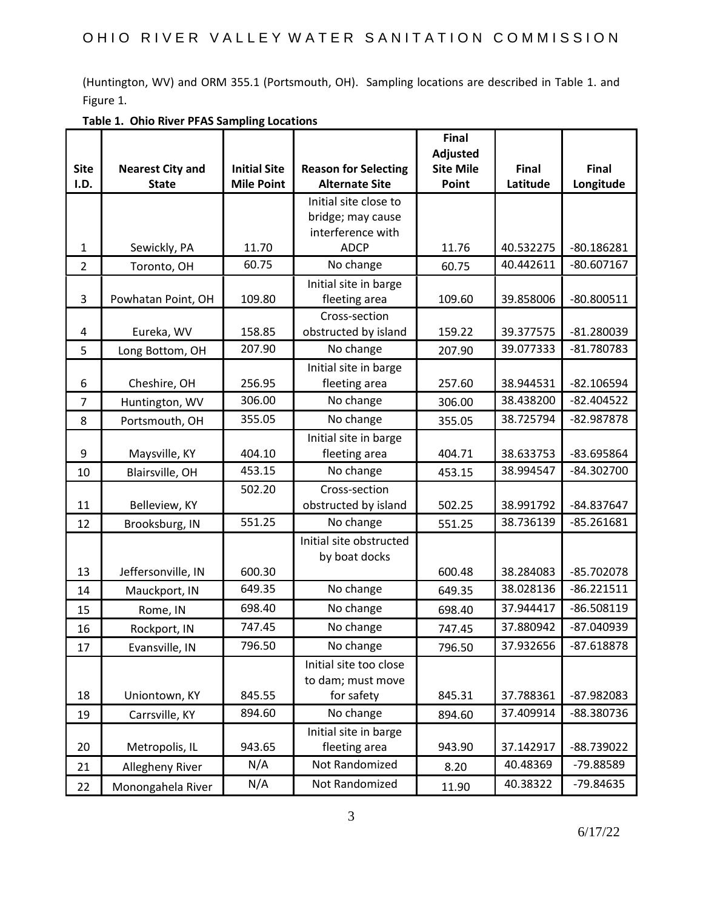(Huntington, WV) and ORM 355.1 (Portsmouth, OH). Sampling locations are described in Table 1. and Figure 1.

**Table 1. Ohio River PFAS Sampling Locations**

| Site I.D. | Nearest City and State | Initial Site Mile Point | Reason for Selecting Alternate Site | Final Adjusted Site Mile Point | Final Latitude | Final Longitude |
|---|---|---|---|---|---|---|
| 1 | Sewickly, PA | 11.70 | Initial site close to bridge; may cause interference with ADCP | 11.76 | 40.532275 | -80.186281 |
| 2 | Toronto, OH | 60.75 | No change | 60.75 | 40.442611 | -80.607167 |
| 3 | Powhatan Point, OH | 109.80 | Initial site in barge fleeting area | 109.60 | 39.858006 | -80.800511 |
| 4 | Eureka, WV | 158.85 | Cross-section obstructed by island | 159.22 | 39.377575 | -81.280039 |
| 5 | Long Bottom, OH | 207.90 | No change | 207.90 | 39.077333 | -81.780783 |
| 6 | Cheshire, OH | 256.95 | Initial site in barge fleeting area | 257.60 | 38.944531 | -82.106594 |
| 7 | Huntington, WV | 306.00 | No change | 306.00 | 38.438200 | -82.404522 |
| 8 | Portsmouth, OH | 355.05 | No change | 355.05 | 38.725794 | -82.987878 |
| 9 | Maysville, KY | 404.10 | Initial site in barge fleeting area | 404.71 | 38.633753 | -83.695864 |
| 10 | Blairsville, OH | 453.15 | No change | 453.15 | 38.994547 | -84.302700 |
| 11 | Belleview, KY | 502.20 | Cross-section obstructed by island | 502.25 | 38.991792 | -84.837647 |
| 12 | Brooksburg, IN | 551.25 | No change | 551.25 | 38.736139 | -85.261681 |
| 13 | Jeffersonville, IN | 600.30 | Initial site obstructed by boat docks | 600.48 | 38.284083 | -85.702078 |
| 14 | Mauckport, IN | 649.35 | No change | 649.35 | 38.028136 | -86.221511 |
| 15 | Rome, IN | 698.40 | No change | 698.40 | 37.944417 | -86.508119 |
| 16 | Rockport, IN | 747.45 | No change | 747.45 | 37.880942 | -87.040939 |
| 17 | Evansville, IN | 796.50 | No change | 796.50 | 37.932656 | -87.618878 |
| 18 | Uniontown, KY | 845.55 | Initial site too close to dam; must move for safety | 845.31 | 37.788361 | -87.982083 |
| 19 | Carrsville, KY | 894.60 | No change | 894.60 | 37.409914 | -88.380736 |
| 20 | Metropolis, IL | 943.65 | Initial site in barge fleeting area | 943.90 | 37.142917 | -88.739022 |
| 21 | Allegheny River | N/A | Not Randomized | 8.20 | 40.48369 | -79.88589 |
| 22 | Monongahela River | N/A | Not Randomized | 11.90 | 40.38322 | -79.84635 |

6/17/22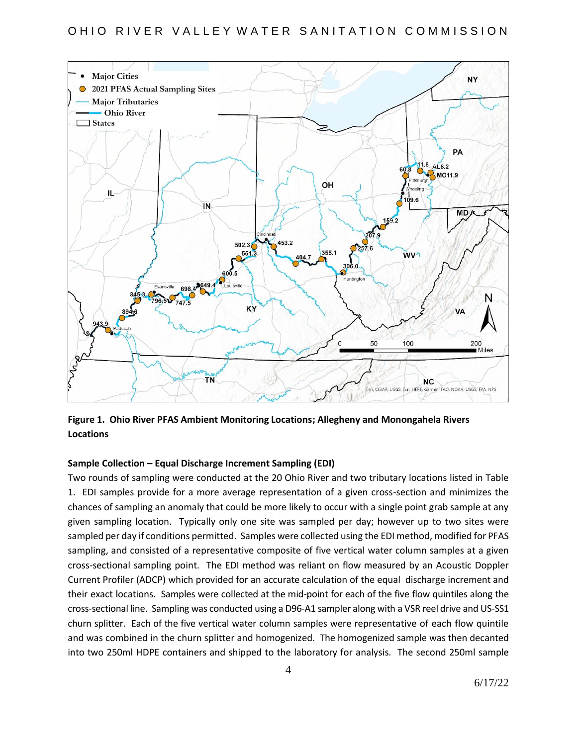**Figure 1. Ohio River PFAS Ambient Monitoring Locations; Allegheny and Monongahela Rivers Locations**

**Sample Collection – Equal Discharge Increment Sampling (EDI)**

Two rounds of sampling were conducted at the 20 Ohio River and two tributary locations listed in Table 1. EDI samples provide for a more average representation of a given cross-section and minimizes the chances of sampling an anomaly that could be more likely to occur with a single point grab sample at any given sampling location. Typically only one site was sampled per day; however up to two sites were sampled per day if conditions permitted. Samples were collected using the EDI method, modified for PFAS sampling, and consisted of a representative composite of five vertical water column samples at a given cross-sectional sampling point. The EDI method was reliant on flow measured by an Acoustic Doppler Current Profiler (ADCP) which provided for an accurate calculation of the equal discharge increment and their exact locations. Samples were collected at the mid-point for each of the five flow quintiles along the cross-sectional line. Sampling was conducted using a D96-A1 sampler along with a VSR reel drive and US-SS1 churn splitter. Each of the five vertical water column samples were representative of each flow quintile and was combined in the churn splitter and homogenized. The homogenized sample was then decanted into two 250ml HDPE containers and shipped to the laboratory for analysis. The second 250ml sample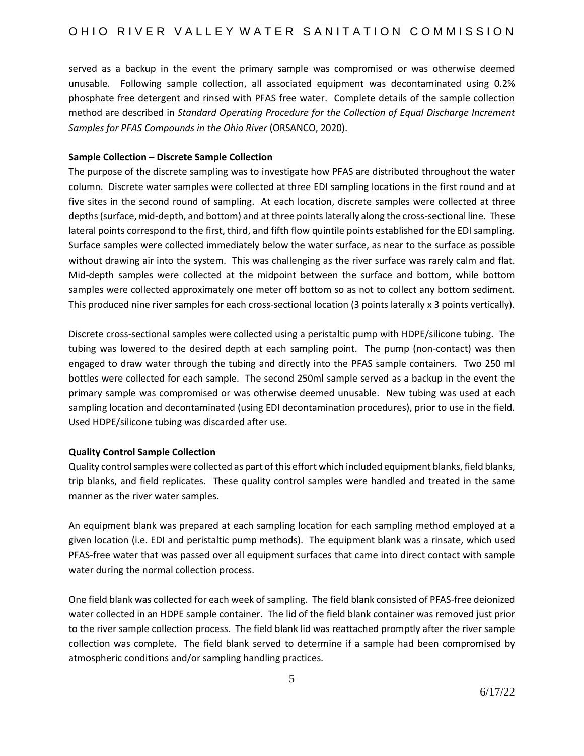served as a backup in the event the primary sample was compromised or was otherwise deemed unusable. Following sample collection, all associated equipment was decontaminated using 0.2% phosphate free detergent and rinsed with PFAS free water. Complete details of the sample collection method are described in *Standard Operating Procedure for the Collection of Equal Discharge Increment Samples for PFAS Compounds in the Ohio River* (ORSANCO, 2020).

**Sample Collection – Discrete Sample Collection**

The purpose of the discrete sampling was to investigate how PFAS are distributed throughout the water column. Discrete water samples were collected at three EDI sampling locations in the first round and at five sites in the second round of sampling. At each location, discrete samples were collected at three depths (surface, mid-depth, and bottom) and at three points laterally along the cross-sectional line. These lateral points correspond to the first, third, and fifth flow quintile points established for the EDI sampling. Surface samples were collected immediately below the water surface, as near to the surface as possible without drawing air into the system. This was challenging as the river surface was rarely calm and flat. Mid-depth samples were collected at the midpoint between the surface and bottom, while bottom samples were collected approximately one meter off bottom so as not to collect any bottom sediment. This produced nine river samples for each cross-sectional location (3 points laterally x 3 points vertically).

Discrete cross-sectional samples were collected using a peristaltic pump with HDPE/silicone tubing. The tubing was lowered to the desired depth at each sampling point. The pump (non-contact) was then engaged to draw water through the tubing and directly into the PFAS sample containers. Two 250 ml bottles were collected for each sample. The second 250ml sample served as a backup in the event the primary sample was compromised or was otherwise deemed unusable. New tubing was used at each sampling location and decontaminated (using EDI decontamination procedures), prior to use in the field. Used HDPE/silicone tubing was discarded after use.

**Quality Control Sample Collection**

Quality control samples were collected as part of this effort which included equipment blanks, field blanks, trip blanks, and field replicates. These quality control samples were handled and treated in the same manner as the river water samples.

An equipment blank was prepared at each sampling location for each sampling method employed at a given location (i.e. EDI and peristaltic pump methods). The equipment blank was a rinsate, which used PFAS-free water that was passed over all equipment surfaces that came into direct contact with sample water during the normal collection process.

One field blank was collected for each week of sampling. The field blank consisted of PFAS-free deionized water collected in an HDPE sample container. The lid of the field blank container was removed just prior to the river sample collection process. The field blank lid was reattached promptly after the river sample collection was complete. The field blank served to determine if a sample had been compromised by atmospheric conditions and/or sampling handling practices.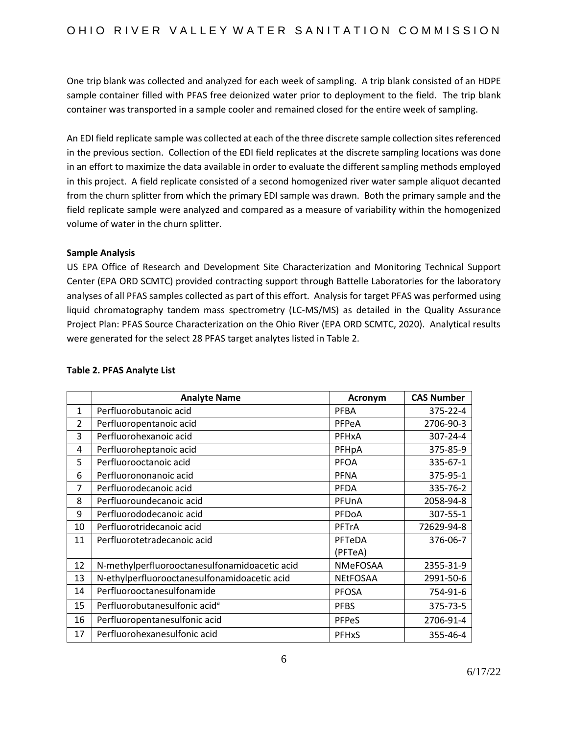One trip blank was collected and analyzed for each week of sampling. A trip blank consisted of an HDPE sample container filled with PFAS free deionized water prior to deployment to the field. The trip blank container was transported in a sample cooler and remained closed for the entire week of sampling.

An EDI field replicate sample was collected at each of the three discrete sample collection sites referenced in the previous section. Collection of the EDI field replicates at the discrete sampling locations was done in an effort to maximize the data available in order to evaluate the different sampling methods employed in this project. A field replicate consisted of a second homogenized river water sample aliquot decanted from the churn splitter from which the primary EDI sample was drawn. Both the primary sample and the field replicate sample were analyzed and compared as a measure of variability within the homogenized volume of water in the churn splitter.

**Sample Analysis**

US EPA Office of Research and Development Site Characterization and Monitoring Technical Support Center (EPA ORD SCMTC) provided contracting support through Battelle Laboratories for the laboratory analyses of all PFAS samples collected as part of this effort. Analysis for target PFAS was performed using liquid chromatography tandem mass spectrometry (LC-MS/MS) as detailed in the Quality Assurance Project Plan: PFAS Source Characterization on the Ohio River (EPA ORD SCMTC, 2020). Analytical results were generated for the select 28 PFAS target analytes listed in Table 2.

**Table 2. PFAS Analyte List**

| | Analyte Name | Acronym | CAS Number |
|---|---|---|---|
| 1 | Perfluorobutanoic acid | PFBA | 375-22-4 |
| 2 | Perfluoropentanoic acid | PFPeA | 2706-90-3 |
| 3 | Perfluorohexanoic acid | PFHxA | 307-24-4 |
| 4 | Perfluoroheptanoic acid | PFHpA | 375-85-9 |
| 5 | Perfluorooctanoic acid | PFOA | 335-67-1 |
| 6 | Perfluorononanoic acid | PFNA | 375-95-1 |
| 7 | Perfluorodecanoic acid | PFDA | 335-76-2 |
| 8 | Perfluoroundecanoic acid | PFUnA | 2058-94-8 |
| 9 | Perfluorododecanoic acid | PFDoA | 307-55-1 |
| 10 | Perfluorotridecanoic acid | PFTrA | 72629-94-8 |
| 11 | Perfluorotetradecanoic acid | PFTeDA (PFTeA) | 376-06-7 |
| 12 | N-methylperfluorooctanesulfonamidoacetic acid | NMeFOSAA | 2355-31-9 |
| 13 | N-ethylperfluorooctanesulfonamidoacetic acid | NEtFOSAA | 2991-50-6 |
| 14 | Perfluorooctanesulfonamide | PFOSA | 754-91-6 |
| 15 | Perfluorobutanesulfonic acid[a] | PFBS | 375-73-5 |
| 16 | Perfluoropentanesulfonic acid | PFPeS | 2706-91-4 |
| 17 | Perfluorohexanesulfonic acid | PFHxS | 355-46-4 |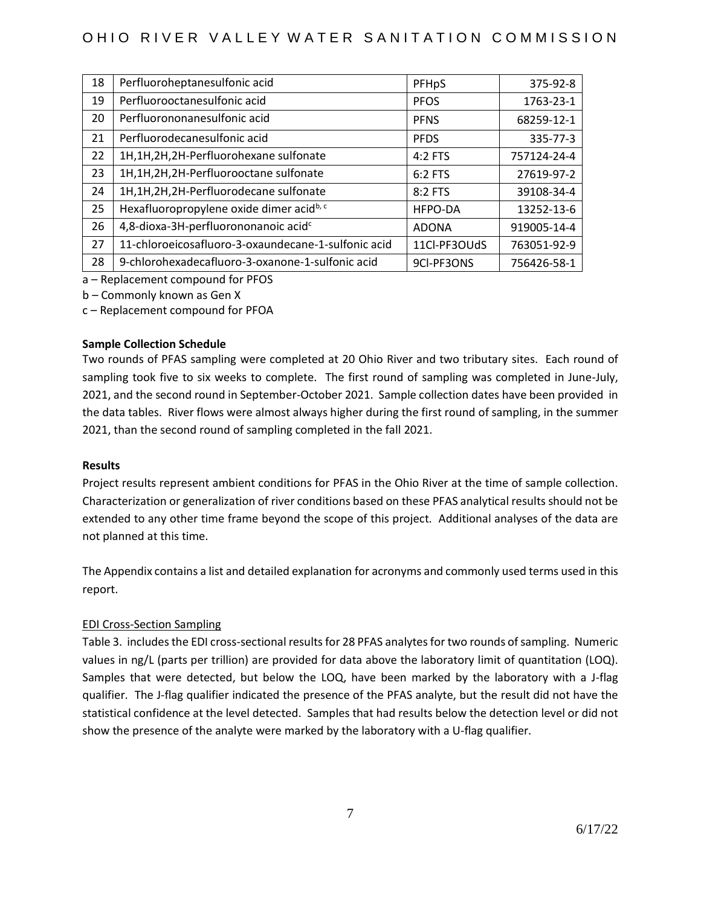| 18 | Perfluoroheptanesulfonic acid | PFHpS | 375-92-8 |
|---|---|---|---|
| 19 | Perfluorooctanesulfonic acid | PFOS | 1763-23-1 |
| 20 | Perfluorononanesulfonic acid | PFNS | 68259-12-1 |
| 21 | Perfluorodecanesulfonic acid | PFDS | 335-77-3 |
| 22 | 1H,1H,2H,2H-Perfluorohexane sulfonate | 4:2 FTS | 757124-24-4 |
| 23 | 1H,1H,2H,2H-Perfluorooctane sulfonate | 6:2 FTS | 27619-97-2 |
| 24 | 1H,1H,2H,2H-Perfluorodecane sulfonate | 8:2 FTS | 39108-34-4 |
| 25 | Hexafluoropropylene oxide dimer acid[b, c] | HFPO-DA | 13252-13-6 |
| 26 | 4,8-dioxa-3H-perfluorononanoic acid[c] | ADONA | 919005-14-4 |
| 27 | 11-chloroeicosafluoro-3-oxaundecane-1-sulfonic acid | 11Cl-PF3OUdS | 763051-92-9 |
| 28 | 9-chlorohexadecafluoro-3-oxanone-1-sulfonic acid | 9Cl-PF3ONS | 756426-58-1 |

a – Replacement compound for PFOS

b – Commonly known as Gen X

c – Replacement compound for PFOA

**Sample Collection Schedule**

Two rounds of PFAS sampling were completed at 20 Ohio River and two tributary sites. Each round of sampling took five to six weeks to complete. The first round of sampling was completed in June-July, 2021, and the second round in September-October 2021. Sample collection dates have been provided in the data tables. River flows were almost always higher during the first round of sampling, in the summer 2021, than the second round of sampling completed in the fall 2021.

**Results**

Project results represent ambient conditions for PFAS in the Ohio River at the time of sample collection. Characterization or generalization of river conditions based on these PFAS analytical results should not be extended to any other time frame beyond the scope of this project. Additional analyses of the data are not planned at this time.

The Appendix contains a list and detailed explanation for acronyms and commonly used terms used in this report.

EDI Cross-Section Sampling

Table 3. includes the EDI cross-sectional results for 28 PFAS analytes for two rounds of sampling. Numeric values in ng/L (parts per trillion) are provided for data above the laboratory limit of quantitation (LOQ). Samples that were detected, but below the LOQ, have been marked by the laboratory with a J-flag qualifier. The J-flag qualifier indicated the presence of the PFAS analyte, but the result did not have the statistical confidence at the level detected. Samples that had results below the detection level or did not show the presence of the analyte were marked by the laboratory with a U-flag qualifier.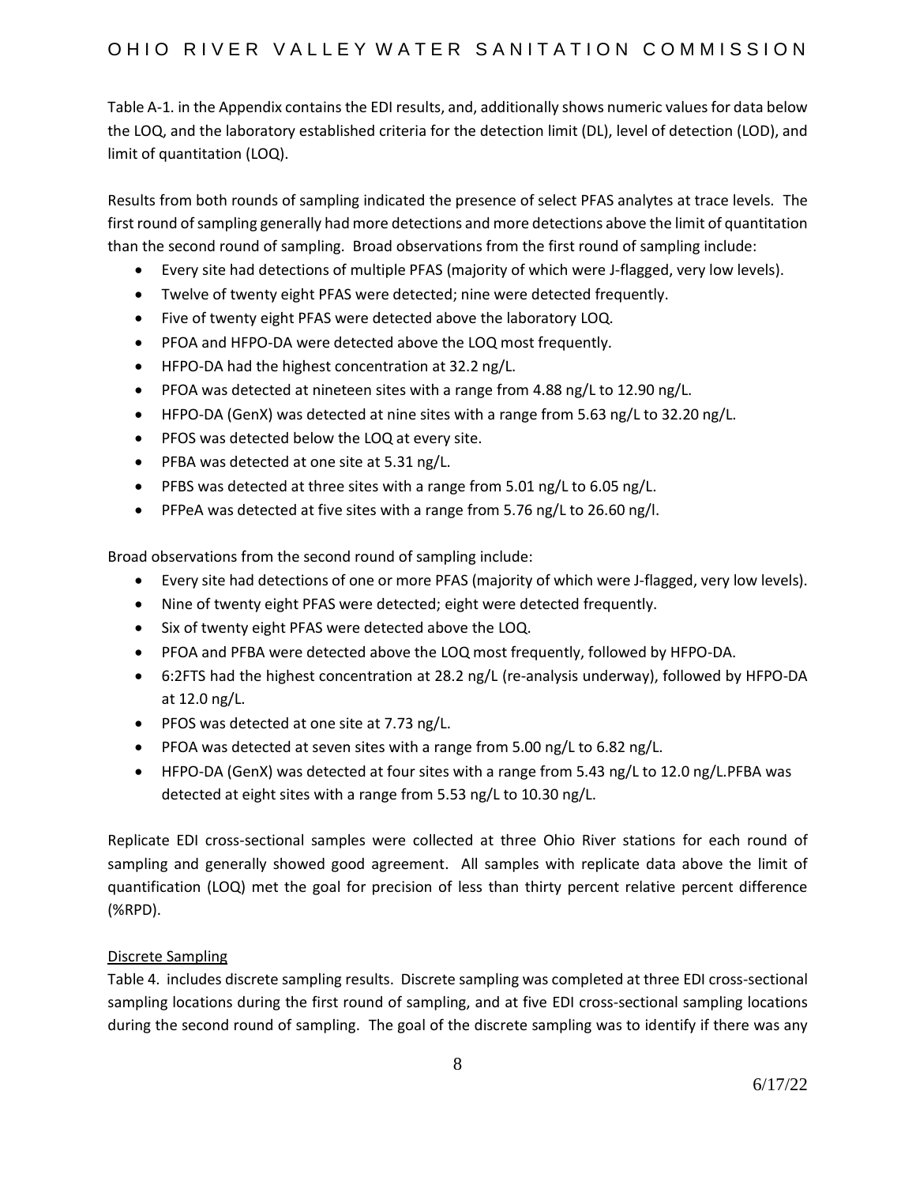Table A-1. in the Appendix contains the EDI results, and, additionally shows numeric values for data below the LOQ, and the laboratory established criteria for the detection limit (DL), level of detection (LOD), and limit of quantitation (LOQ).

Results from both rounds of sampling indicated the presence of select PFAS analytes at trace levels. The first round of sampling generally had more detections and more detections above the limit of quantitation than the second round of sampling. Broad observations from the first round of sampling include:

- Every site had detections of multiple PFAS (majority of which were J-flagged, very low levels).
- Twelve of twenty eight PFAS were detected; nine were detected frequently.
- Five of twenty eight PFAS were detected above the laboratory LOQ.
- PFOA and HFPO-DA were detected above the LOQ most frequently.
- HFPO-DA had the highest concentration at 32.2 ng/L.
- PFOA was detected at nineteen sites with a range from 4.88 ng/L to 12.90 ng/L.
- HFPO-DA (GenX) was detected at nine sites with a range from 5.63 ng/L to 32.20 ng/L.
- PFOS was detected below the LOQ at every site.
- PFBA was detected at one site at 5.31 ng/L.
- PFBS was detected at three sites with a range from 5.01 ng/L to 6.05 ng/L.
- PFPeA was detected at five sites with a range from 5.76 ng/L to 26.60 ng/l.

Broad observations from the second round of sampling include:

- Every site had detections of one or more PFAS (majority of which were J-flagged, very low levels).
- Nine of twenty eight PFAS were detected; eight were detected frequently.
- Six of twenty eight PFAS were detected above the LOQ.
- PFOA and PFBA were detected above the LOQ most frequently, followed by HFPO-DA.
- 6:2FTS had the highest concentration at 28.2 ng/L (re-analysis underway), followed by HFPO-DA at 12.0 ng/L.
- PFOS was detected at one site at 7.73 ng/L.
- PFOA was detected at seven sites with a range from 5.00 ng/L to 6.82 ng/L.
- HFPO-DA (GenX) was detected at four sites with a range from 5.43 ng/L to 12.0 ng/L.PFBA was detected at eight sites with a range from 5.53 ng/L to 10.30 ng/L.

Replicate EDI cross-sectional samples were collected at three Ohio River stations for each round of sampling and generally showed good agreement. All samples with replicate data above the limit of quantification (LOQ) met the goal for precision of less than thirty percent relative percent difference (%RPD).

Discrete Sampling

Table 4. includes discrete sampling results. Discrete sampling was completed at three EDI cross-sectional sampling locations during the first round of sampling, and at five EDI cross-sectional sampling locations during the second round of sampling. The goal of the discrete sampling was to identify if there was any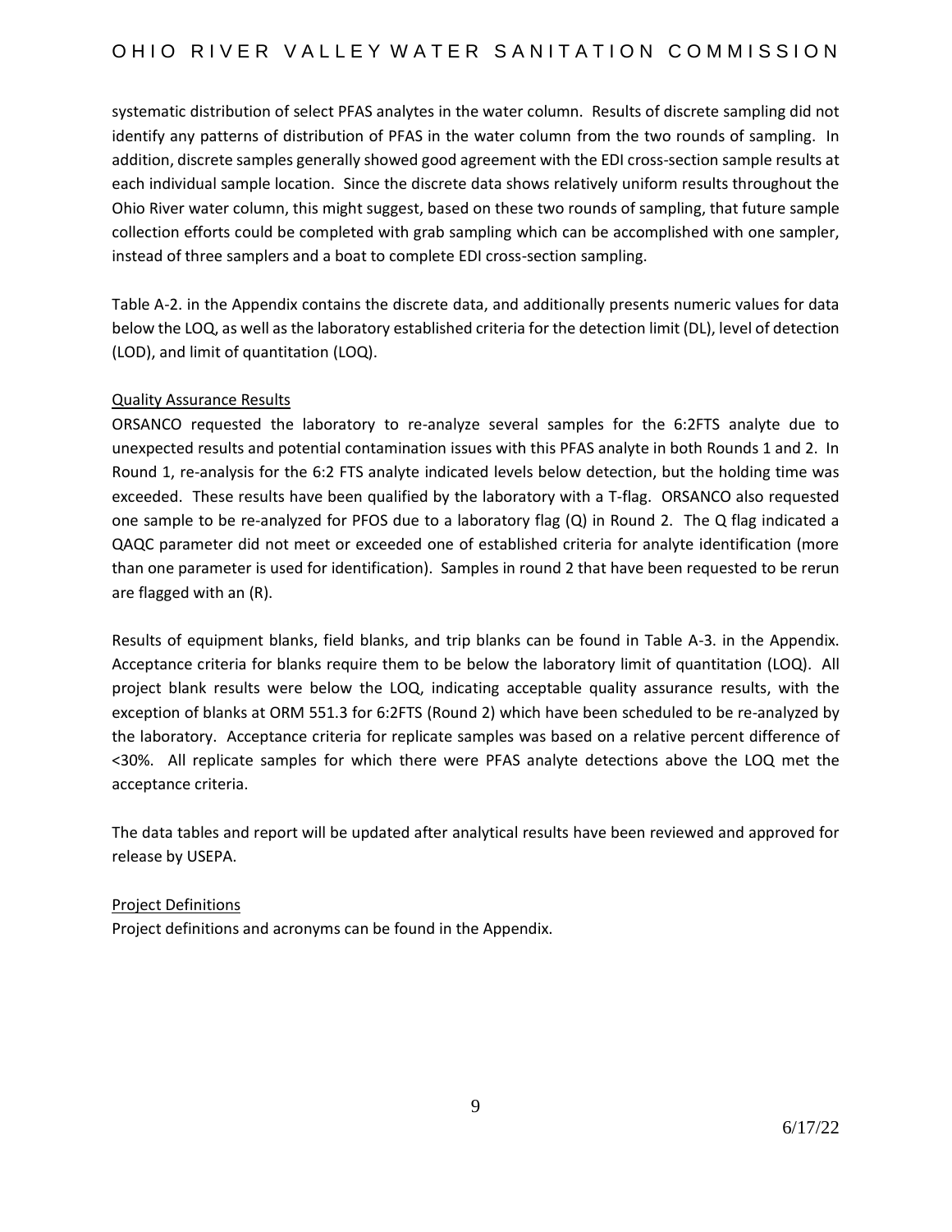systematic distribution of select PFAS analytes in the water column. Results of discrete sampling did not identify any patterns of distribution of PFAS in the water column from the two rounds of sampling. In addition, discrete samples generally showed good agreement with the EDI cross-section sample results at each individual sample location. Since the discrete data shows relatively uniform results throughout the Ohio River water column, this might suggest, based on these two rounds of sampling, that future sample collection efforts could be completed with grab sampling which can be accomplished with one sampler, instead of three samplers and a boat to complete EDI cross-section sampling.

Table A-2. in the Appendix contains the discrete data, and additionally presents numeric values for data below the LOQ, as well as the laboratory established criteria for the detection limit (DL), level of detection (LOD), and limit of quantitation (LOQ).

Quality Assurance Results

ORSANCO requested the laboratory to re-analyze several samples for the 6:2FTS analyte due to unexpected results and potential contamination issues with this PFAS analyte in both Rounds 1 and 2. In Round 1, re-analysis for the 6:2 FTS analyte indicated levels below detection, but the holding time was exceeded. These results have been qualified by the laboratory with a T-flag. ORSANCO also requested one sample to be re-analyzed for PFOS due to a laboratory flag (Q) in Round 2. The Q flag indicated a QAQC parameter did not meet or exceeded one of established criteria for analyte identification (more than one parameter is used for identification). Samples in round 2 that have been requested to be rerun are flagged with an (R).

Results of equipment blanks, field blanks, and trip blanks can be found in Table A-3. in the Appendix. Acceptance criteria for blanks require them to be below the laboratory limit of quantitation (LOQ). All project blank results were below the LOQ, indicating acceptable quality assurance results, with the exception of blanks at ORM 551.3 for 6:2FTS (Round 2) which have been scheduled to be re-analyzed by the laboratory. Acceptance criteria for replicate samples was based on a relative percent difference of <30%. All replicate samples for which there were PFAS analyte detections above the LOQ met the acceptance criteria.

The data tables and report will be updated after analytical results have been reviewed and approved for release by USEPA.

Project Definitions

Project definitions and acronyms can be found in the Appendix.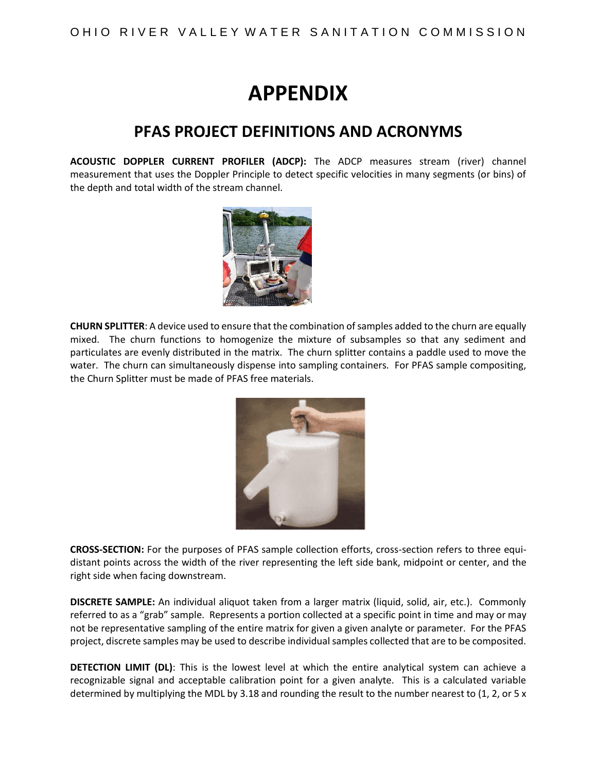# APPENDIX

## PFAS PROJECT DEFINITIONS AND ACRONYMS

**ACOUSTIC DOPPLER CURRENT PROFILER (ADCP):** The ADCP measures stream (river) channel measurement that uses the Doppler Principle to detect specific velocities in many segments (or bins) of the depth and total width of the stream channel.

**CHURN SPLITTER**: A device used to ensure that the combination of samples added to the churn are equally mixed. The churn functions to homogenize the mixture of subsamples so that any sediment and particulates are evenly distributed in the matrix. The churn splitter contains a paddle used to move the water. The churn can simultaneously dispense into sampling containers. For PFAS sample compositing, the Churn Splitter must be made of PFAS free materials.

**CROSS-SECTION:** For the purposes of PFAS sample collection efforts, cross-section refers to three equi-distant points across the width of the river representing the left side bank, midpoint or center, and the right side when facing downstream.

**DISCRETE SAMPLE:** An individual aliquot taken from a larger matrix (liquid, solid, air, etc.). Commonly referred to as a "grab" sample. Represents a portion collected at a specific point in time and may or may not be representative sampling of the entire matrix for given a given analyte or parameter. For the PFAS project, discrete samples may be used to describe individual samples collected that are to be composited.

**DETECTION LIMIT (DL)**: This is the lowest level at which the entire analytical system can achieve a recognizable signal and acceptable calibration point for a given analyte. This is a calculated variable determined by multiplying the MDL by 3.18 and rounding the result to the number nearest to (1, 2, or 5 x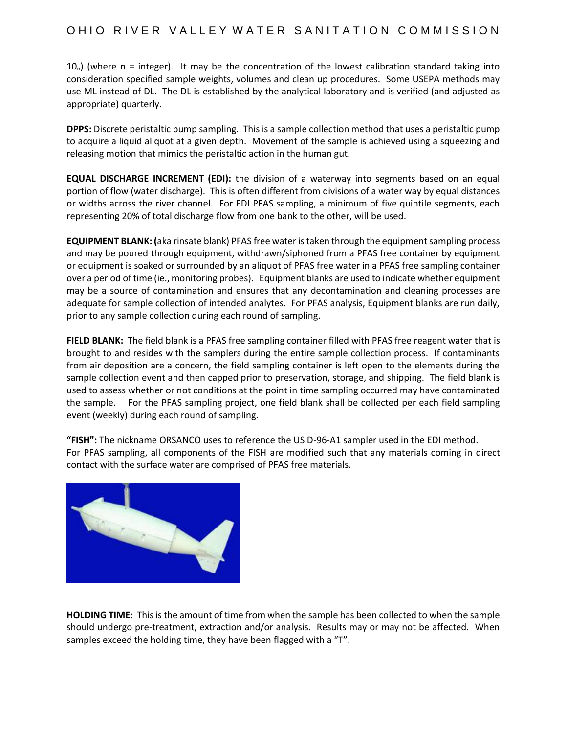$10_n$) (where n = integer). It may be the concentration of the lowest calibration standard taking into consideration specified sample weights, volumes and clean up procedures. Some USEPA methods may use ML instead of DL. The DL is established by the analytical laboratory and is verified (and adjusted as appropriate) quarterly.

**DPPS:** Discrete peristaltic pump sampling. This is a sample collection method that uses a peristaltic pump to acquire a liquid aliquot at a given depth. Movement of the sample is achieved using a squeezing and releasing motion that mimics the peristaltic action in the human gut.

**EQUAL DISCHARGE INCREMENT (EDI):** the division of a waterway into segments based on an equal portion of flow (water discharge). This is often different from divisions of a water way by equal distances or widths across the river channel. For EDI PFAS sampling, a minimum of five quintile segments, each representing 20% of total discharge flow from one bank to the other, will be used.

**EQUIPMENT BLANK: (**aka rinsate blank) PFAS free water is taken through the equipment sampling process and may be poured through equipment, withdrawn/siphoned from a PFAS free container by equipment or equipment is soaked or surrounded by an aliquot of PFAS free water in a PFAS free sampling container over a period of time (ie., monitoring probes). Equipment blanks are used to indicate whether equipment may be a source of contamination and ensures that any decontamination and cleaning processes are adequate for sample collection of intended analytes. For PFAS analysis, Equipment blanks are run daily, prior to any sample collection during each round of sampling.

**FIELD BLANK:** The field blank is a PFAS free sampling container filled with PFAS free reagent water that is brought to and resides with the samplers during the entire sample collection process. If contaminants from air deposition are a concern, the field sampling container is left open to the elements during the sample collection event and then capped prior to preservation, storage, and shipping. The field blank is used to assess whether or not conditions at the point in time sampling occurred may have contaminated the sample. For the PFAS sampling project, one field blank shall be collected per each field sampling event (weekly) during each round of sampling.

**"FISH":** The nickname ORSANCO uses to reference the US D-96-A1 sampler used in the EDI method.
For PFAS sampling, all components of the FISH are modified such that any materials coming in direct contact with the surface water are comprised of PFAS free materials.

**HOLDING TIME**: This is the amount of time from when the sample has been collected to when the sample should undergo pre-treatment, extraction and/or analysis. Results may or may not be affected. When samples exceed the holding time, they have been flagged with a "T".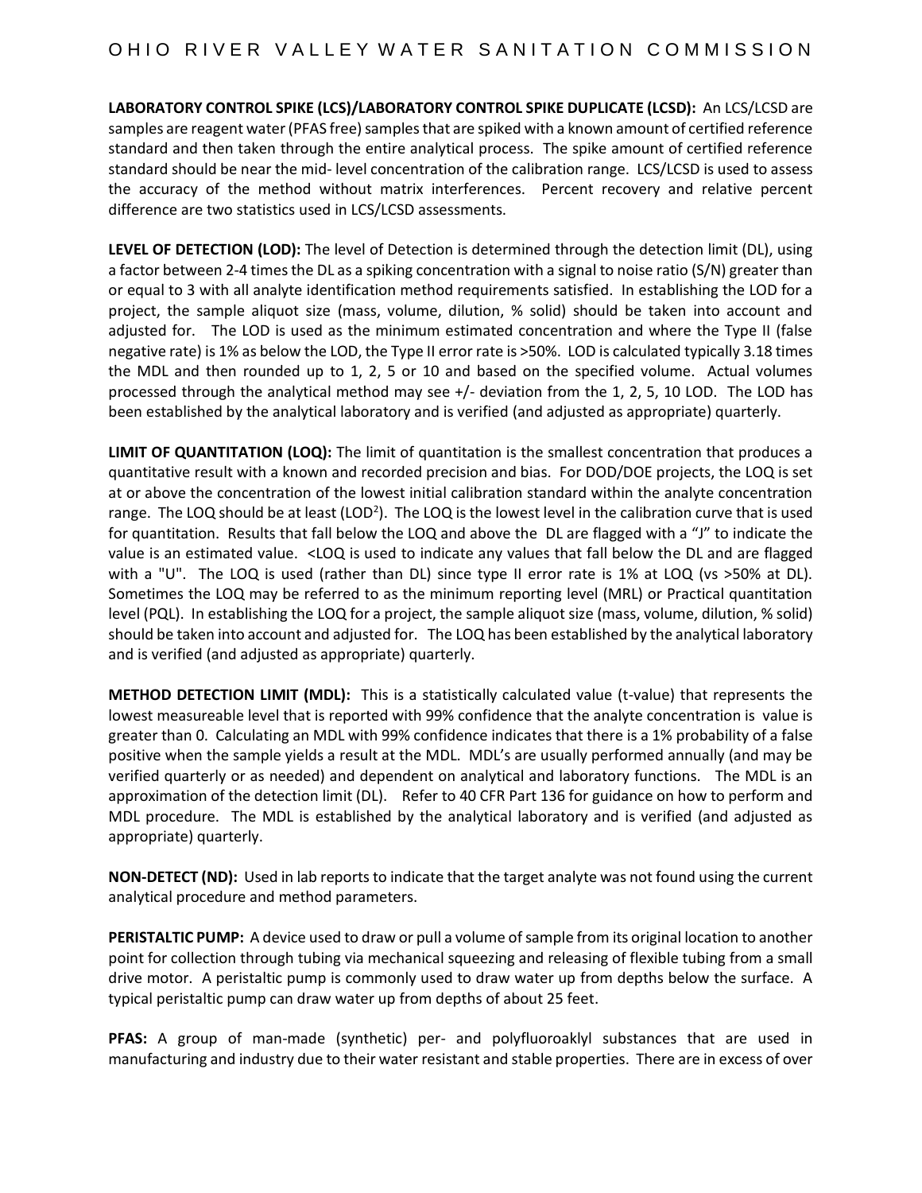**LABORATORY CONTROL SPIKE (LCS)/LABORATORY CONTROL SPIKE DUPLICATE (LCSD):** An LCS/LCSD are samples are reagent water (PFAS free) samples that are spiked with a known amount of certified reference standard and then taken through the entire analytical process. The spike amount of certified reference standard should be near the mid- level concentration of the calibration range. LCS/LCSD is used to assess the accuracy of the method without matrix interferences. Percent recovery and relative percent difference are two statistics used in LCS/LCSD assessments.

**LEVEL OF DETECTION (LOD):** The level of Detection is determined through the detection limit (DL), using a factor between 2-4 times the DL as a spiking concentration with a signal to noise ratio (S/N) greater than or equal to 3 with all analyte identification method requirements satisfied. In establishing the LOD for a project, the sample aliquot size (mass, volume, dilution, % solid) should be taken into account and adjusted for. The LOD is used as the minimum estimated concentration and where the Type II (false negative rate) is 1% as below the LOD, the Type II error rate is >50%. LOD is calculated typically 3.18 times the MDL and then rounded up to 1, 2, 5 or 10 and based on the specified volume. Actual volumes processed through the analytical method may see +/- deviation from the 1, 2, 5, 10 LOD. The LOD has been established by the analytical laboratory and is verified (and adjusted as appropriate) quarterly.

**LIMIT OF QUANTITATION (LOQ):** The limit of quantitation is the smallest concentration that produces a quantitative result with a known and recorded precision and bias. For DOD/DOE projects, the LOQ is set at or above the concentration of the lowest initial calibration standard within the analyte concentration range. The LOQ should be at least ($LOD^2$). The LOQ is the lowest level in the calibration curve that is used for quantitation. Results that fall below the LOQ and above the DL are flagged with a "J" to indicate the value is an estimated value. <LOQ is used to indicate any values that fall below the DL and are flagged with a "U". The LOQ is used (rather than DL) since type II error rate is 1% at LOQ (vs >50% at DL). Sometimes the LOQ may be referred to as the minimum reporting level (MRL) or Practical quantitation level (PQL). In establishing the LOQ for a project, the sample aliquot size (mass, volume, dilution, % solid) should be taken into account and adjusted for. The LOQ has been established by the analytical laboratory and is verified (and adjusted as appropriate) quarterly.

**METHOD DETECTION LIMIT (MDL):** This is a statistically calculated value (t-value) that represents the lowest measureable level that is reported with 99% confidence that the analyte concentration is value is greater than 0. Calculating an MDL with 99% confidence indicates that there is a 1% probability of a false positive when the sample yields a result at the MDL. MDL's are usually performed annually (and may be verified quarterly or as needed) and dependent on analytical and laboratory functions. The MDL is an approximation of the detection limit (DL). Refer to 40 CFR Part 136 for guidance on how to perform and MDL procedure. The MDL is established by the analytical laboratory and is verified (and adjusted as appropriate) quarterly.

**NON-DETECT (ND):** Used in lab reports to indicate that the target analyte was not found using the current analytical procedure and method parameters.

**PERISTALTIC PUMP:** A device used to draw or pull a volume of sample from its original location to another point for collection through tubing via mechanical squeezing and releasing of flexible tubing from a small drive motor. A peristaltic pump is commonly used to draw water up from depths below the surface. A typical peristaltic pump can draw water up from depths of about 25 feet.

**PFAS:** A group of man-made (synthetic) per- and polyfluoroaklyl substances that are used in manufacturing and industry due to their water resistant and stable properties. There are in excess of over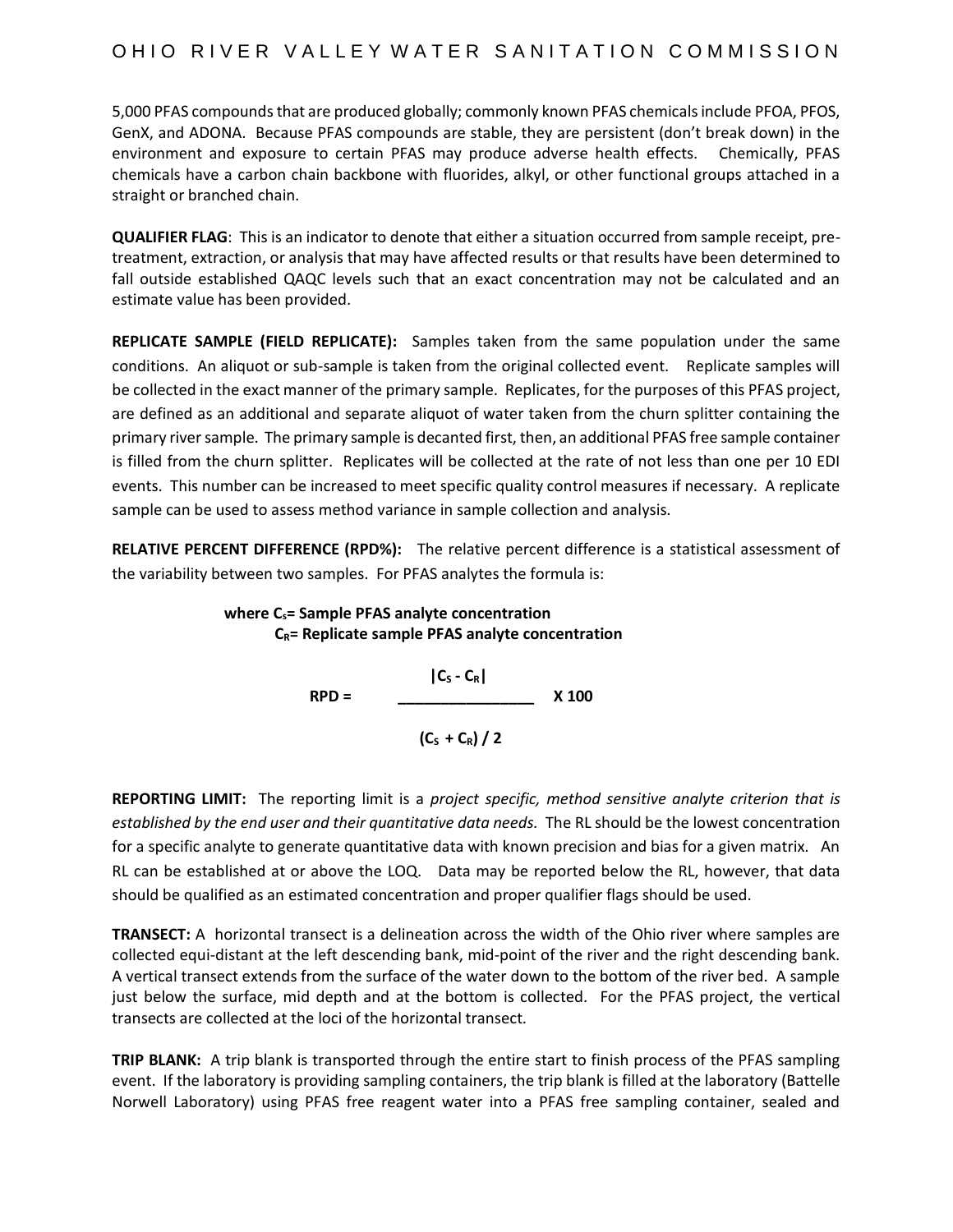5,000 PFAS compounds that are produced globally; commonly known PFAS chemicals include PFOA, PFOS, GenX, and ADONA. Because PFAS compounds are stable, they are persistent (don't break down) in the environment and exposure to certain PFAS may produce adverse health effects. Chemically, PFAS chemicals have a carbon chain backbone with fluorides, alkyl, or other functional groups attached in a straight or branched chain.

**QUALIFIER FLAG**: This is an indicator to denote that either a situation occurred from sample receipt, pre-treatment, extraction, or analysis that may have affected results or that results have been determined to fall outside established QAQC levels such that an exact concentration may not be calculated and an estimate value has been provided.

**REPLICATE SAMPLE (FIELD REPLICATE):** Samples taken from the same population under the same conditions. An aliquot or sub-sample is taken from the original collected event. Replicate samples will be collected in the exact manner of the primary sample. Replicates, for the purposes of this PFAS project, are defined as an additional and separate aliquot of water taken from the churn splitter containing the primary river sample. The primary sample is decanted first, then, an additional PFAS free sample container is filled from the churn splitter. Replicates will be collected at the rate of not less than one per 10 EDI events. This number can be increased to meet specific quality control measures if necessary. A replicate sample can be used to assess method variance in sample collection and analysis.

**RELATIVE PERCENT DIFFERENCE (RPD%):** The relative percent difference is a statistical assessment of the variability between two samples. For PFAS analytes the formula is:

**where $C_s$= Sample PFAS analyte concentration**
**$C_R$= Replicate sample PFAS analyte concentration**

$$RPD = \frac{|C_S - C_R|}{(C_S + C_R) / 2} \times 100$$

**REPORTING LIMIT:** The reporting limit is a *project specific, method sensitive analyte criterion that is established by the end user and their quantitative data needs.* The RL should be the lowest concentration for a specific analyte to generate quantitative data with known precision and bias for a given matrix. An RL can be established at or above the LOQ. Data may be reported below the RL, however, that data should be qualified as an estimated concentration and proper qualifier flags should be used.

**TRANSECT:** A horizontal transect is a delineation across the width of the Ohio river where samples are collected equi-distant at the left descending bank, mid-point of the river and the right descending bank. A vertical transect extends from the surface of the water down to the bottom of the river bed. A sample just below the surface, mid depth and at the bottom is collected. For the PFAS project, the vertical transects are collected at the loci of the horizontal transect.

**TRIP BLANK:** A trip blank is transported through the entire start to finish process of the PFAS sampling event. If the laboratory is providing sampling containers, the trip blank is filled at the laboratory (Battelle Norwell Laboratory) using PFAS free reagent water into a PFAS free sampling container, sealed and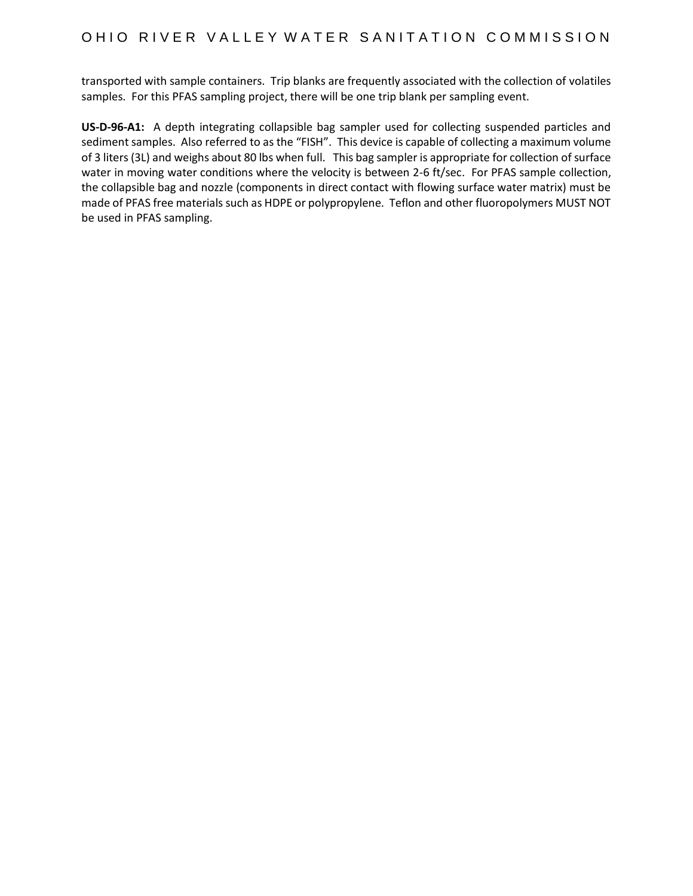transported with sample containers. Trip blanks are frequently associated with the collection of volatiles samples. For this PFAS sampling project, there will be one trip blank per sampling event.

**US-D-96-A1:** A depth integrating collapsible bag sampler used for collecting suspended particles and sediment samples. Also referred to as the "FISH". This device is capable of collecting a maximum volume of 3 liters (3L) and weighs about 80 lbs when full. This bag sampler is appropriate for collection of surface water in moving water conditions where the velocity is between 2-6 ft/sec. For PFAS sample collection, the collapsible bag and nozzle (components in direct contact with flowing surface water matrix) must be made of PFAS free materials such as HDPE or polypropylene. Teflon and other fluoropolymers MUST NOT be used in PFAS sampling.